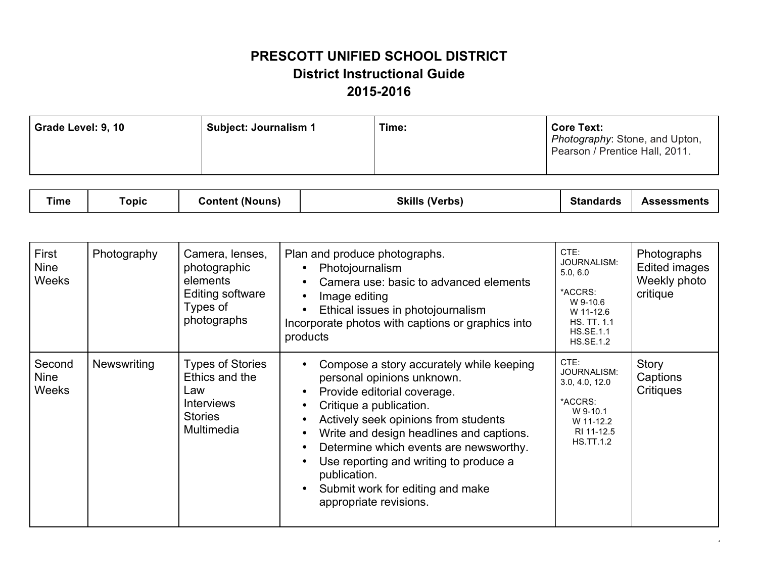# PRESCOTT UNIFIED SCHOOL DISTRICT

## District Instructional Guide

## 2015-2016

| Grade Level: 9, 10 | Subject: Journalism 1 | Time: | Core Text: *Photography*: Stone, and Upton, Pearson / Prentice Hall, 2011. |
|---|---|---|---|

| Time | Topic | Content (Nouns) | Skills (Verbs) | Standards | Assessments |
|---|---|---|---|---|---|
| First Nine Weeks | Photography | Camera, lenses, photographic elements<br>Editing software<br>Types of photographs | Plan and produce photographs.<br>• Photojournalism<br>• Camera use: basic to advanced elements<br>• Image editing<br>• Ethical issues in photojournalism<br>Incorporate photos with captions or graphics into products | CTE: JOURNALISM: 5.0, 6.0<br><br>*ACCRS:<br>W 9-10.6<br>W 11-12.6<br>HS. TT. 1.1<br>HS.SE.1.1<br>HS.SE.1.2 | Photographs<br>Edited images<br>Weekly photo critique |
| Second Nine Weeks | Newswriting | Types of Stories<br>Ethics and the Law<br>Interviews<br>Stories<br>Multimedia | • Compose a story accurately while keeping personal opinions unknown.<br>• Provide editorial coverage.<br>• Critique a publication.<br>• Actively seek opinions from students<br>• Write and design headlines and captions.<br>• Determine which events are newsworthy.<br>• Use reporting and writing to produce a publication.<br>• Submit work for editing and make appropriate revisions. | CTE: JOURNALISM: 3.0, 4.0, 12.0<br><br>*ACCRS:<br>W 9-10.1<br>W 11-12.2<br>RI 11-12.5<br>HS.TT.1.2 | Story<br>Captions<br>Critiques |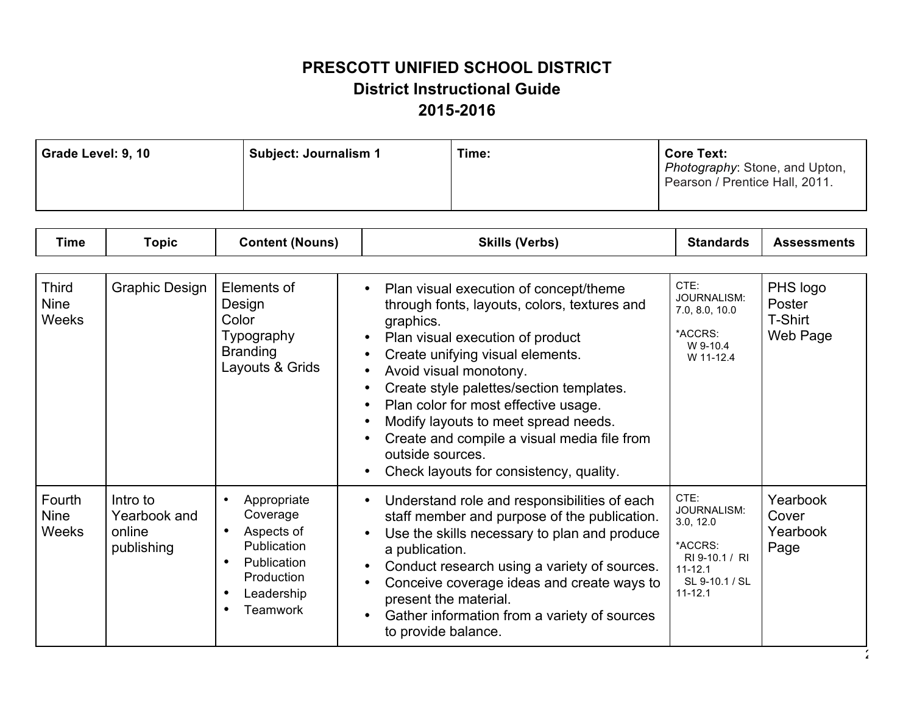# PRESCOTT UNIFIED SCHOOL DISTRICT
## District Instructional Guide
## 2015-2016

| Grade Level: 9, 10 | Subject: Journalism 1 | Time: | Core Text: *Photography*: Stone, and Upton, Pearson / Prentice Hall, 2011. |
|---|---|---|---|

| Time | Topic | Content (Nouns) | Skills (Verbs) | Standards | Assessments |
|---|---|---|---|---|---|
| Third Nine Weeks | Graphic Design | Elements of Design<br>Color<br>Typography<br>Branding<br>Layouts & Grids | • Plan visual execution of concept/theme through fonts, layouts, colors, textures and graphics.<br>• Plan visual execution of product<br>• Create unifying visual elements.<br>• Avoid visual monotony.<br>• Create style palettes/section templates.<br>• Plan color for most effective usage.<br>• Modify layouts to meet spread needs.<br>• Create and compile a visual media file from outside sources.<br>• Check layouts for consistency, quality. | CTE: JOURNALISM: 7.0, 8.0, 10.0<br><br>*ACCRS:<br>W 9-10.4<br>W 11-12.4 | PHS logo<br>Poster<br>T-Shirt<br>Web Page |
| Fourth Nine Weeks | Intro to Yearbook and online publishing | • Appropriate Coverage<br>• Aspects of Publication<br>• Publication Production<br>• Leadership<br>• Teamwork | • Understand role and responsibilities of each staff member and purpose of the publication.<br>• Use the skills necessary to plan and produce a publication.<br>• Conduct research using a variety of sources.<br>• Conceive coverage ideas and create ways to present the material.<br>• Gather information from a variety of sources to provide balance. | CTE: JOURNALISM: 3.0, 12.0<br><br>*ACCRS:<br>RI 9-10.1 / RI 11-12.1<br>SL 9-10.1 / SL 11-12.1 | Yearbook Cover<br>Yearbook Page |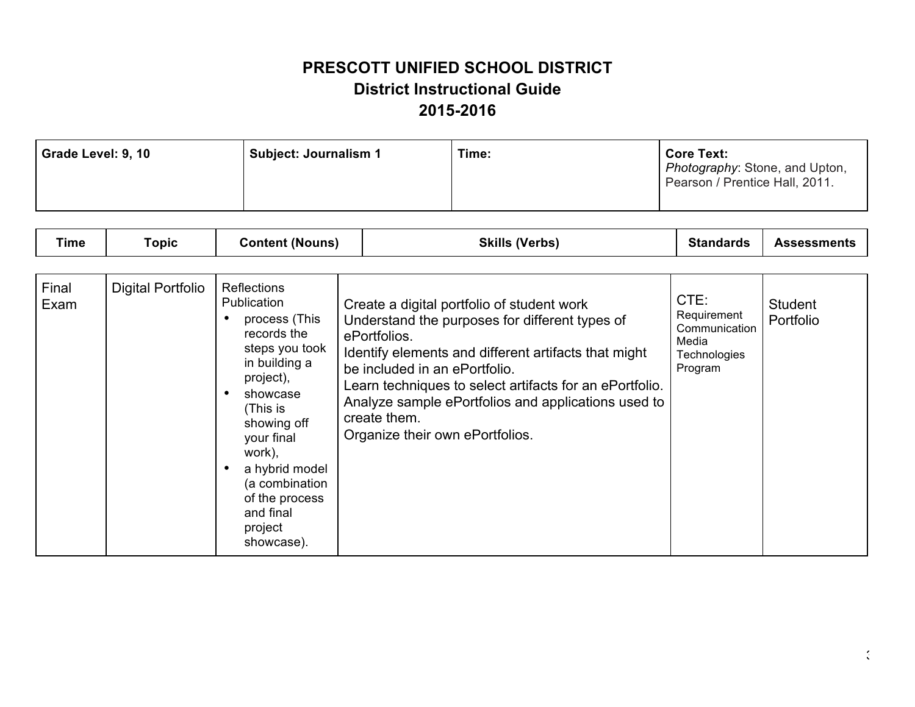# PRESCOTT UNIFIED SCHOOL DISTRICT
## District Instructional Guide
## 2015-2016

| Grade Level: 9, 10 | Subject: Journalism 1 | Time: | Core Text: *Photography*: Stone, and Upton, Pearson / Prentice Hall, 2011. |
|---|---|---|---|

| Time | Topic | Content (Nouns) | Skills (Verbs) | Standards | Assessments |
|---|---|---|---|---|---|
| Final Exam | Digital Portfolio | Reflections<br>Publication<br>• process (This records the steps you took in building a project),<br>• showcase (This is showing off your final work),<br>• a hybrid model (a combination of the process and final project showcase). | Create a digital portfolio of student work<br>Understand the purposes for different types of ePortfolios.<br>Identify elements and different artifacts that might be included in an ePortfolio.<br>Learn techniques to select artifacts for an ePortfolio.<br>Analyze sample ePortfolios and applications used to create them.<br>Organize their own ePortfolios. | CTE: Requirement Communication Media Technologies Program | Student Portfolio |